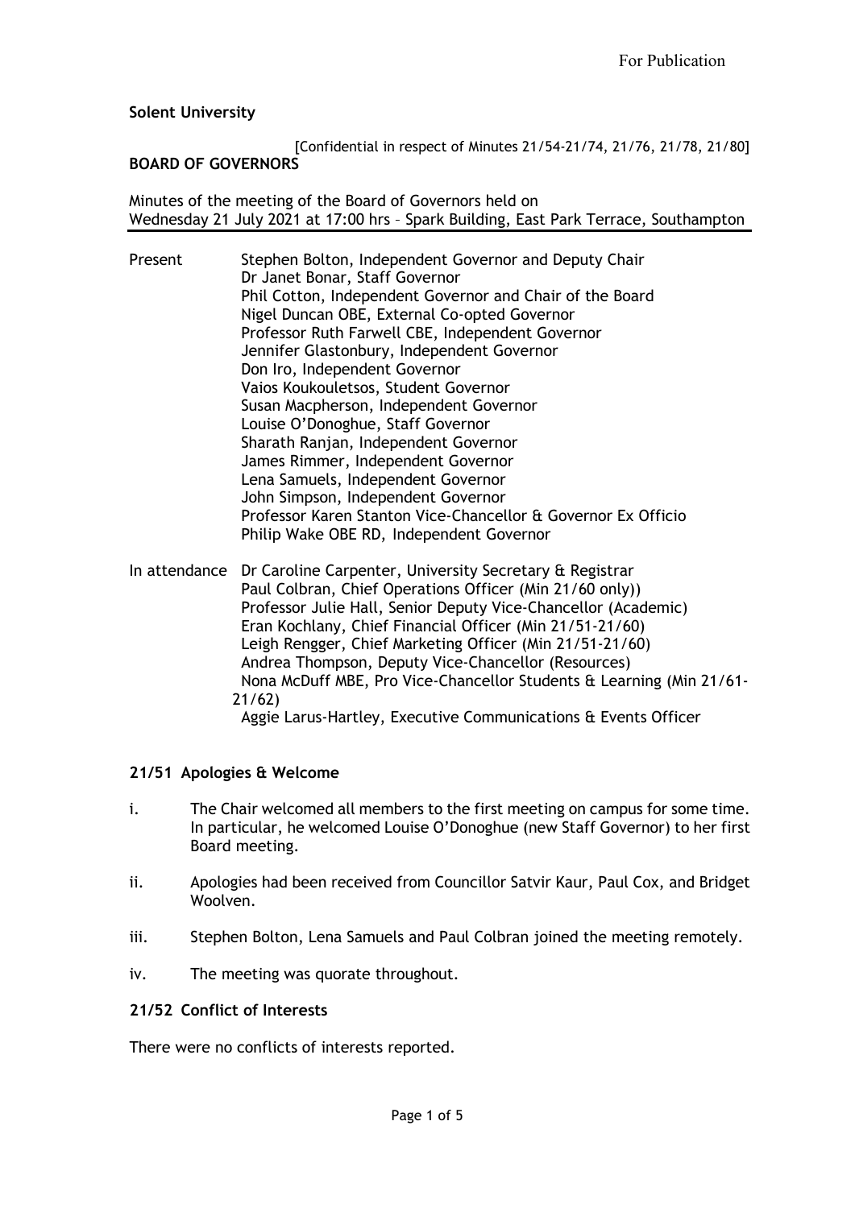For Publication

**Solent University**

[Confidential in respect of Minutes 21/54-21/74, 21/76, 21/78, 21/80]

**BOARD OF GOVERNORS**

Minutes of the meeting of the Board of Governors held on Wednesday 21 July 2021 at 17:00 hrs – Spark Building, East Park Terrace, Southampton

| | |
|---|---|
| Present | Stephen Bolton, Independent Governor and Deputy Chair<br>Dr Janet Bonar, Staff Governor<br>Phil Cotton, Independent Governor and Chair of the Board<br>Nigel Duncan OBE, External Co-opted Governor<br>Professor Ruth Farwell CBE, Independent Governor<br>Jennifer Glastonbury, Independent Governor<br>Don Iro, Independent Governor<br>Vaios Koukouletsos, Student Governor<br>Susan Macpherson, Independent Governor<br>Louise O'Donoghue, Staff Governor<br>Sharath Ranjan, Independent Governor<br>James Rimmer, Independent Governor<br>Lena Samuels, Independent Governor<br>John Simpson, Independent Governor<br>Professor Karen Stanton Vice-Chancellor & Governor Ex Officio<br>Philip Wake OBE RD, Independent Governor |
| In attendance | Dr Caroline Carpenter, University Secretary & Registrar<br>Paul Colbran, Chief Operations Officer (Min 21/60 only))<br>Professor Julie Hall, Senior Deputy Vice-Chancellor (Academic)<br>Eran Kochlany, Chief Financial Officer (Min 21/51-21/60)<br>Leigh Rengger, Chief Marketing Officer (Min 21/51-21/60)<br>Andrea Thompson, Deputy Vice-Chancellor (Resources)<br>Nona McDuff MBE, Pro Vice-Chancellor Students & Learning (Min 21/61-21/62)<br>Aggie Larus-Hartley, Executive Communications & Events Officer |

**21/51 Apologies & Welcome**

i. The Chair welcomed all members to the first meeting on campus for some time. In particular, he welcomed Louise O'Donoghue (new Staff Governor) to her first Board meeting.

ii. Apologies had been received from Councillor Satvir Kaur, Paul Cox, and Bridget Woolven.

iii. Stephen Bolton, Lena Samuels and Paul Colbran joined the meeting remotely.

iv. The meeting was quorate throughout.

**21/52 Conflict of Interests**

There were no conflicts of interests reported.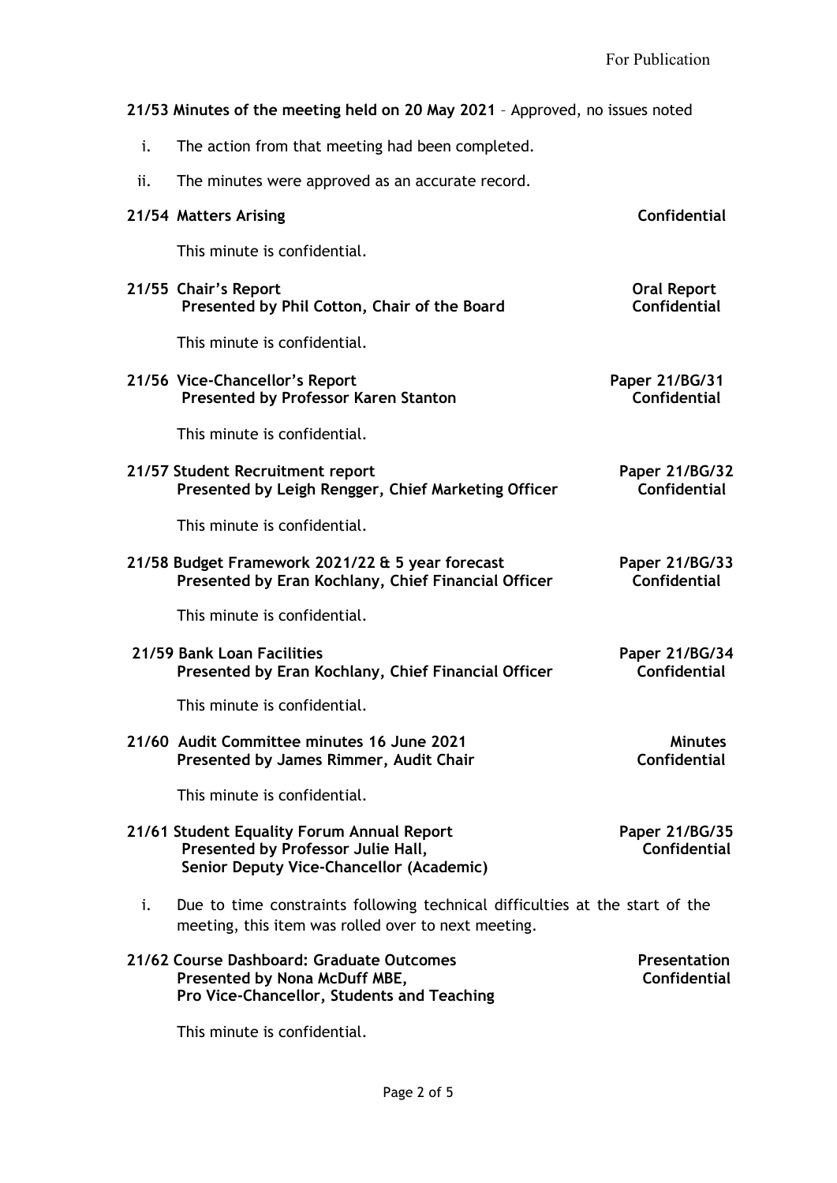For Publication

**21/53 Minutes of the meeting held on 20 May 2021** – Approved, no issues noted

i. The action from that meeting had been completed.

ii. The minutes were approved as an accurate record.

**21/54 Matters Arising** **Confidential**

This minute is confidential.

**21/55 Chair's Report** **Oral Report**
**Presented by Phil Cotton, Chair of the Board** **Confidential**

This minute is confidential.

**21/56 Vice-Chancellor's Report** **Paper 21/BG/31**
**Presented by Professor Karen Stanton** **Confidential**

This minute is confidential.

**21/57 Student Recruitment report** **Paper 21/BG/32**
**Presented by Leigh Rengger, Chief Marketing Officer** **Confidential**

This minute is confidential.

**21/58 Budget Framework 2021/22 & 5 year forecast** **Paper 21/BG/33**
**Presented by Eran Kochlany, Chief Financial Officer** **Confidential**

This minute is confidential.

**21/59 Bank Loan Facilities** **Paper 21/BG/34**
**Presented by Eran Kochlany, Chief Financial Officer** **Confidential**

This minute is confidential.

**21/60 Audit Committee minutes 16 June 2021** **Minutes**
**Presented by James Rimmer, Audit Chair** **Confidential**

This minute is confidential.

**21/61 Student Equality Forum Annual Report** **Paper 21/BG/35**
**Presented by Professor Julie Hall,** **Confidential**
**Senior Deputy Vice-Chancellor (Academic)**

i. Due to time constraints following technical difficulties at the start of the meeting, this item was rolled over to next meeting.

**21/62 Course Dashboard: Graduate Outcomes** **Presentation**
**Presented by Nona McDuff MBE,** **Confidential**
**Pro Vice-Chancellor, Students and Teaching**

This minute is confidential.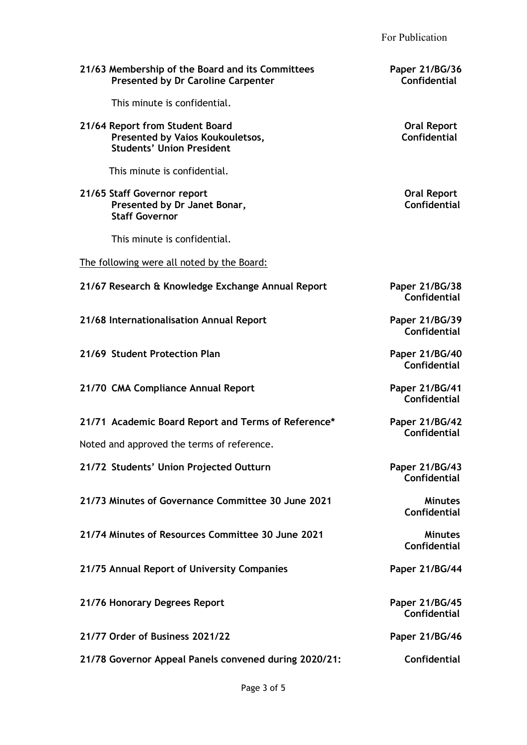For Publication

**21/63 Membership of the Board and its Committees** — **Paper 21/BG/36**
**Presented by Dr Caroline Carpenter** — **Confidential**

This minute is confidential.

**21/64 Report from Student Board** — **Oral Report**
**Presented by Vaios Koukouletsos, Students' Union President** — **Confidential**

This minute is confidential.

**21/65 Staff Governor report** — **Oral Report**
**Presented by Dr Janet Bonar, Staff Governor** — **Confidential**

This minute is confidential.

The following were all noted by the Board:

**21/67 Research & Knowledge Exchange Annual Report** — **Paper 21/BG/38 Confidential**

**21/68 Internationalisation Annual Report** — **Paper 21/BG/39 Confidential**

**21/69 Student Protection Plan** — **Paper 21/BG/40 Confidential**

**21/70 CMA Compliance Annual Report** — **Paper 21/BG/41 Confidential**

**21/71 Academic Board Report and Terms of Reference*** — **Paper 21/BG/42 Confidential**

Noted and approved the terms of reference.

**21/72 Students' Union Projected Outturn** — **Paper 21/BG/43 Confidential**

**21/73 Minutes of Governance Committee 30 June 2021** — **Minutes Confidential**

**21/74 Minutes of Resources Committee 30 June 2021** — **Minutes Confidential**

**21/75 Annual Report of University Companies** — **Paper 21/BG/44**

**21/76 Honorary Degrees Report** — **Paper 21/BG/45 Confidential**

**21/77 Order of Business 2021/22** — **Paper 21/BG/46**

**21/78 Governor Appeal Panels convened during 2020/21:** — **Confidential**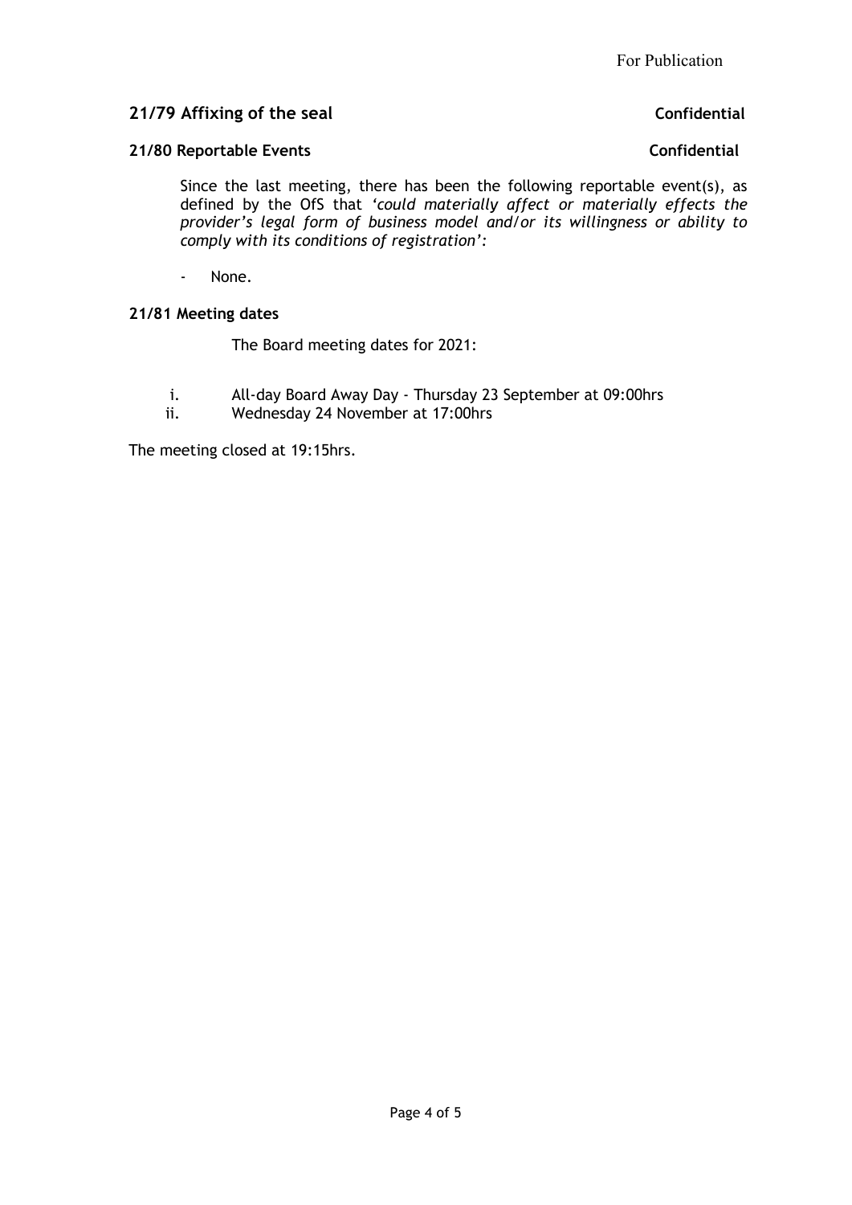For Publication

### 21/79 Affixing of the seal **Confidential**

### 21/80 Reportable Events **Confidential**

Since the last meeting, there has been the following reportable event(s), as defined by the OfS that *'could materially affect or materially effects the provider's legal form of business model and/or its willingness or ability to comply with its conditions of registration':*

- None.

### 21/81 Meeting dates

The Board meeting dates for 2021:

i. All-day Board Away Day - Thursday 23 September at 09:00hrs
ii. Wednesday 24 November at 17:00hrs

The meeting closed at 19:15hrs.